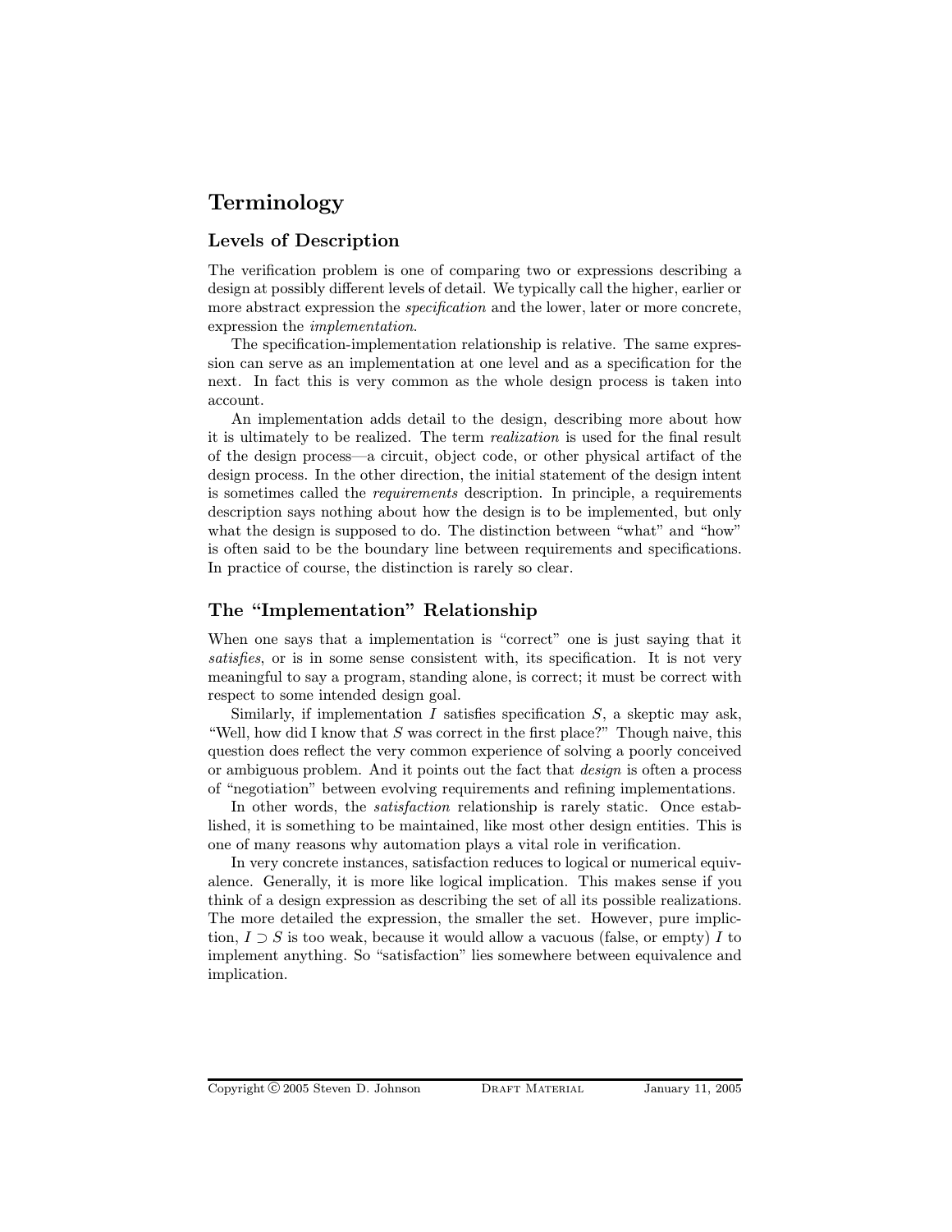# Terminology

## Levels of Description

The verification problem is one of comparing two or expressions describing a design at possibly different levels of detail. We typically call the higher, earlier or more abstract expression the *specification* and the lower, later or more concrete, expression the *implementation*.

The specification-implementation relationship is relative. The same expression can serve as an implementation at one level and as a specification for the next. In fact this is very common as the whole design process is taken into account.

An implementation adds detail to the design, describing more about how it is ultimately to be realized. The term *realization* is used for the final result of the design process—a circuit, object code, or other physical artifact of the design process. In the other direction, the initial statement of the design intent is sometimes called the *requirements* description. In principle, a requirements description says nothing about how the design is to be implemented, but only what the design is supposed to do. The distinction between "what" and "how" is often said to be the boundary line between requirements and specifications. In practice of course, the distinction is rarely so clear.

## The "Implementation" Relationship

When one says that a implementation is "correct" one is just saying that it *satisfies*, or is in some sense consistent with, its specification. It is not very meaningful to say a program, standing alone, is correct; it must be correct with respect to some intended design goal.

Similarly, if implementation $I$ satisfies specification $S$, a skeptic may ask, "Well, how did I know that $S$ was correct in the first place?" Though naive, this question does reflect the very common experience of solving a poorly conceived or ambiguous problem. And it points out the fact that *design* is often a process of "negotiation" between evolving requirements and refining implementations.

In other words, the *satisfaction* relationship is rarely static. Once established, it is something to be maintained, like most other design entities. This is one of many reasons why automation plays a vital role in verification.

In very concrete instances, satisfaction reduces to logical or numerical equivalence. Generally, it is more like logical implication. This makes sense if you think of a design expression as describing the set of all its possible realizations. The more detailed the expression, the smaller the set. However, pure impliction, $I \supset S$ is too weak, because it would allow a vacuous (false, or empty) $I$ to implement anything. So "satisfaction" lies somewhere between equivalence and implication.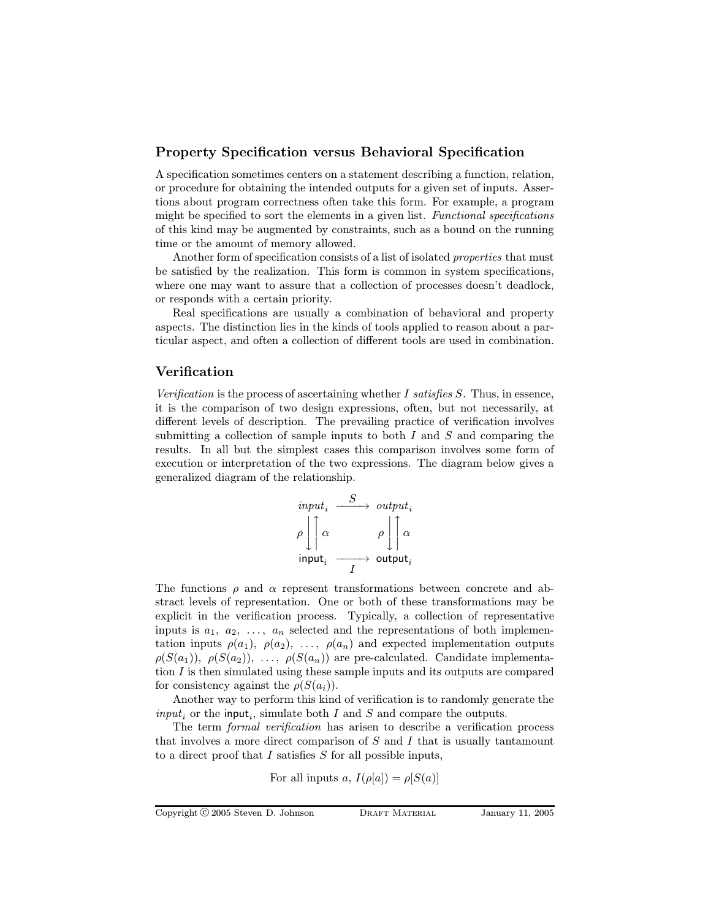## Property Specification versus Behavioral Specification

A specification sometimes centers on a statement describing a function, relation, or procedure for obtaining the intended outputs for a given set of inputs. Assertions about program correctness often take this form. For example, a program might be specified to sort the elements in a given list. *Functional specifications* of this kind may be augmented by constraints, such as a bound on the running time or the amount of memory allowed.

Another form of specification consists of a list of isolated *properties* that must be satisfied by the realization. This form is common in system specifications, where one may want to assure that a collection of processes doesn't deadlock, or responds with a certain priority.

Real specifications are usually a combination of behavioral and property aspects. The distinction lies in the kinds of tools applied to reason about a particular aspect, and often a collection of different tools are used in combination.

## Verification

*Verification* is the process of ascertaining whether $I$ *satisfies* $S$. Thus, in essence, it is the comparison of two design expressions, often, but not necessarily, at different levels of description. The prevailing practice of verification involves submitting a collection of sample inputs to both $I$ and $S$ and comparing the results. In all but the simplest cases this comparison involves some form of execution or interpretation of the two expressions. The diagram below gives a generalized diagram of the relationship.

$$\begin{array}{ccc}
\mathit{input}_i & \xrightarrow{\quad S \quad} & \mathit{output}_i \\
\rho \Big\downarrow \Big\uparrow \alpha & & \rho \Big\downarrow \Big\uparrow \alpha \\
\mathsf{input}_i & \xrightarrow[\quad I \quad]{} & \mathsf{output}_i
\end{array}$$

The functions $\rho$ and $\alpha$ represent transformations between concrete and abstract levels of representation. One or both of these transformations may be explicit in the verification process. Typically, a collection of representative inputs is $a_1,\ a_2,\ \ldots,\ a_n$ selected and the representations of both implementation inputs $\rho(a_1),\ \rho(a_2),\ \ldots,\ \rho(a_n)$ and expected implementation outputs $\rho(S(a_1)),\ \rho(S(a_2)),\ \ldots,\ \rho(S(a_n))$ are pre-calculated. Candidate implementation $I$ is then simulated using these sample inputs and its outputs are compared for consistency against the $\rho(S(a_i))$.

Another way to perform this kind of verification is to randomly generate the $\mathit{input}_i$ or the $\mathsf{input}_i$, simulate both $I$ and $S$ and compare the outputs.

The term *formal verification* has arisen to describe a verification process that involves a more direct comparison of $S$ and $I$ that is usually tantamount to a direct proof that $I$ satisfies $S$ for all possible inputs,

$$\text{For all inputs } a,\ I(\rho[a]) = \rho[S(a)]$$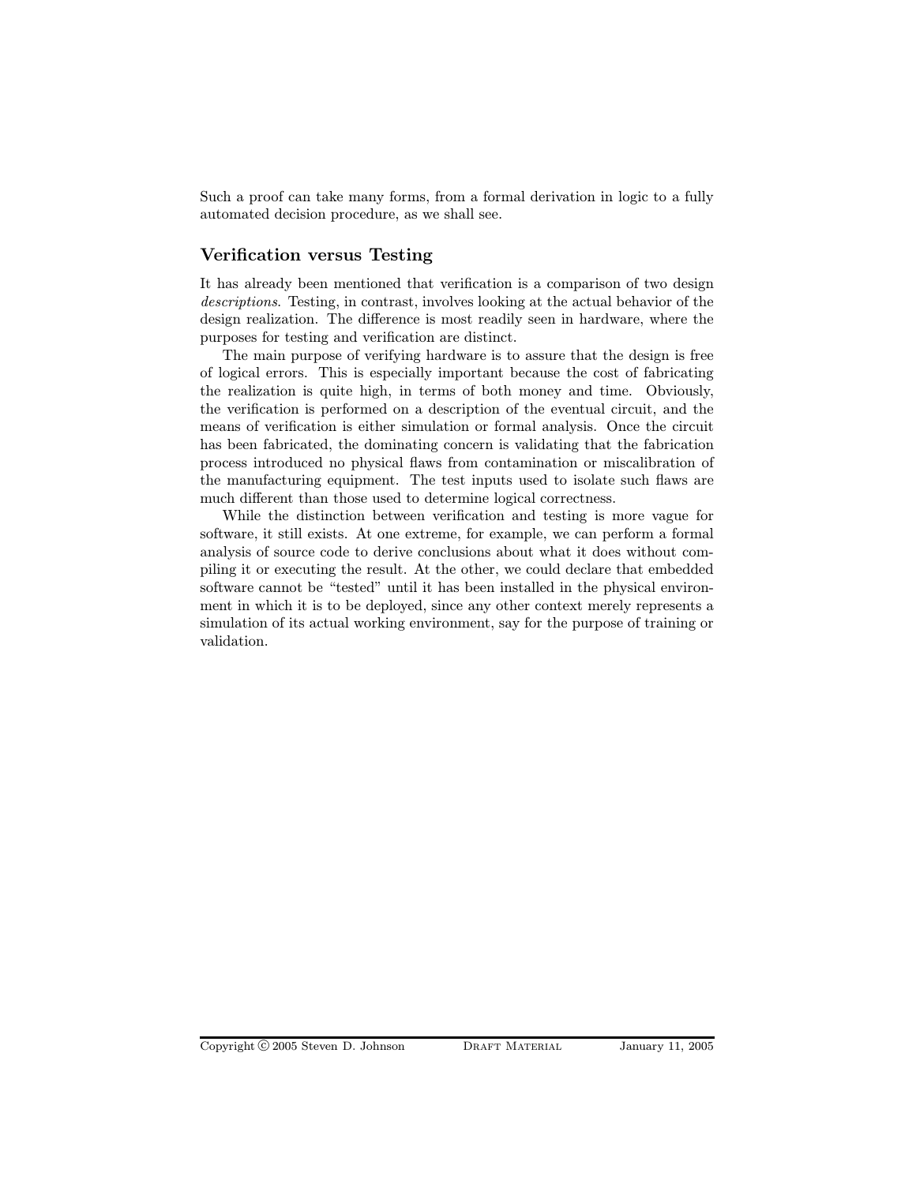Such a proof can take many forms, from a formal derivation in logic to a fully automated decision procedure, as we shall see.

## Verification versus Testing

It has already been mentioned that verification is a comparison of two design *descriptions*. Testing, in contrast, involves looking at the actual behavior of the design realization. The difference is most readily seen in hardware, where the purposes for testing and verification are distinct.

The main purpose of verifying hardware is to assure that the design is free of logical errors. This is especially important because the cost of fabricating the realization is quite high, in terms of both money and time. Obviously, the verification is performed on a description of the eventual circuit, and the means of verification is either simulation or formal analysis. Once the circuit has been fabricated, the dominating concern is validating that the fabrication process introduced no physical flaws from contamination or miscalibration of the manufacturing equipment. The test inputs used to isolate such flaws are much different than those used to determine logical correctness.

While the distinction between verification and testing is more vague for software, it still exists. At one extreme, for example, we can perform a formal analysis of source code to derive conclusions about what it does without compiling it or executing the result. At the other, we could declare that embedded software cannot be "tested" until it has been installed in the physical environment in which it is to be deployed, since any other context merely represents a simulation of its actual working environment, say for the purpose of training or validation.